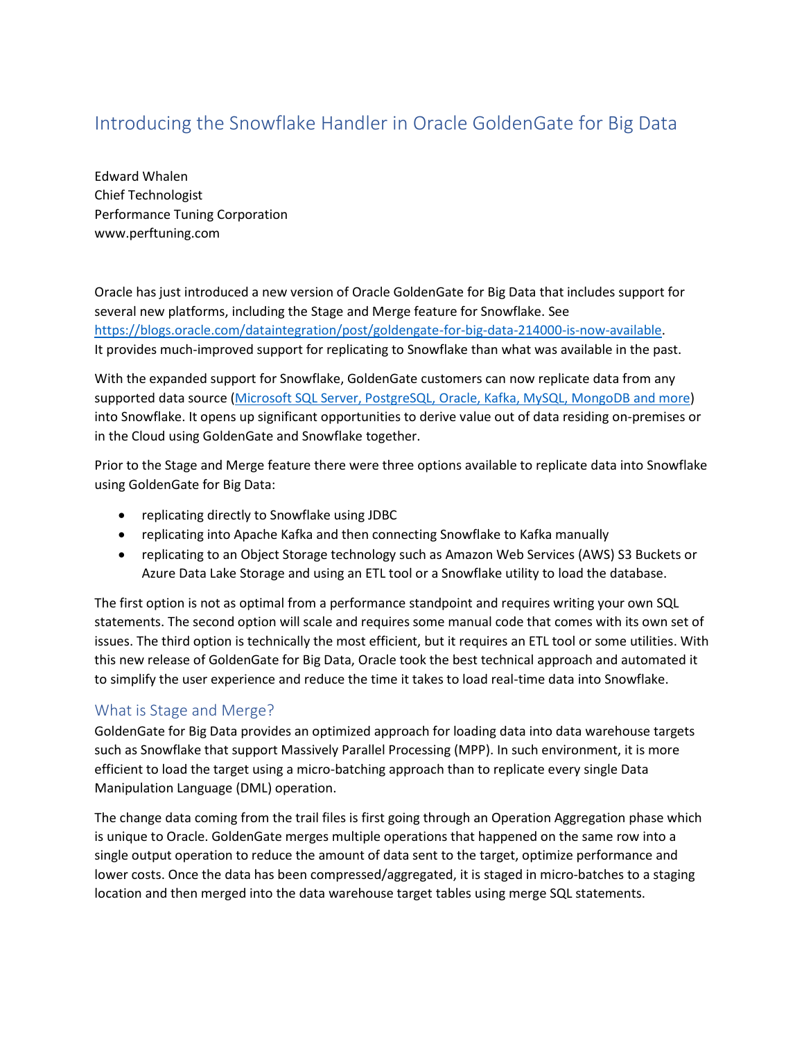# Introducing the Snowflake Handler in Oracle GoldenGate for Big Data

Edward Whalen
Chief Technologist
Performance Tuning Corporation
www.perftuning.com

Oracle has just introduced a new version of Oracle GoldenGate for Big Data that includes support for several new platforms, including the Stage and Merge feature for Snowflake. See https://blogs.oracle.com/dataintegration/post/goldengate-for-big-data-214000-is-now-available. It provides much-improved support for replicating to Snowflake than what was available in the past.

With the expanded support for Snowflake, GoldenGate customers can now replicate data from any supported data source (Microsoft SQL Server, PostgreSQL, Oracle, Kafka, MySQL, MongoDB and more) into Snowflake. It opens up significant opportunities to derive value out of data residing on-premises or in the Cloud using GoldenGate and Snowflake together.

Prior to the Stage and Merge feature there were three options available to replicate data into Snowflake using GoldenGate for Big Data:

- replicating directly to Snowflake using JDBC
- replicating into Apache Kafka and then connecting Snowflake to Kafka manually
- replicating to an Object Storage technology such as Amazon Web Services (AWS) S3 Buckets or Azure Data Lake Storage and using an ETL tool or a Snowflake utility to load the database.

The first option is not as optimal from a performance standpoint and requires writing your own SQL statements. The second option will scale and requires some manual code that comes with its own set of issues. The third option is technically the most efficient, but it requires an ETL tool or some utilities. With this new release of GoldenGate for Big Data, Oracle took the best technical approach and automated it to simplify the user experience and reduce the time it takes to load real-time data into Snowflake.

## What is Stage and Merge?

GoldenGate for Big Data provides an optimized approach for loading data into data warehouse targets such as Snowflake that support Massively Parallel Processing (MPP). In such environment, it is more efficient to load the target using a micro-batching approach than to replicate every single Data Manipulation Language (DML) operation.

The change data coming from the trail files is first going through an Operation Aggregation phase which is unique to Oracle. GoldenGate merges multiple operations that happened on the same row into a single output operation to reduce the amount of data sent to the target, optimize performance and lower costs. Once the data has been compressed/aggregated, it is staged in micro-batches to a staging location and then merged into the data warehouse target tables using merge SQL statements.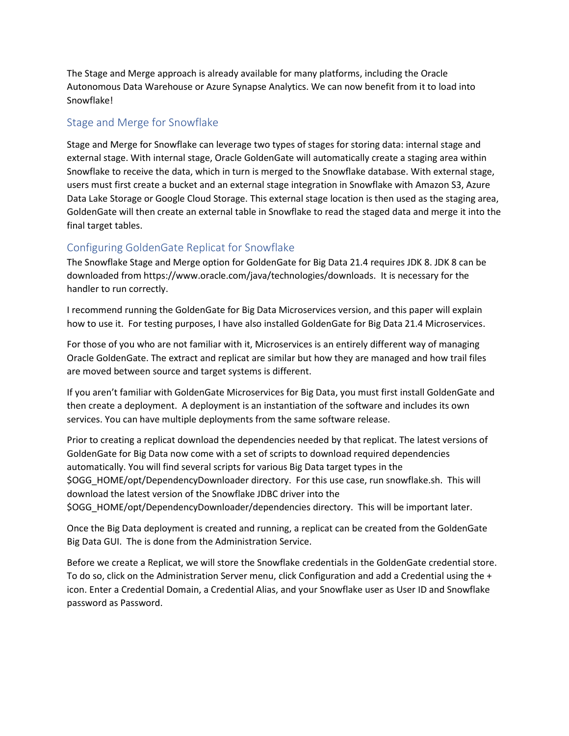The Stage and Merge approach is already available for many platforms, including the Oracle Autonomous Data Warehouse or Azure Synapse Analytics. We can now benefit from it to load into Snowflake!

## Stage and Merge for Snowflake

Stage and Merge for Snowflake can leverage two types of stages for storing data: internal stage and external stage. With internal stage, Oracle GoldenGate will automatically create a staging area within Snowflake to receive the data, which in turn is merged to the Snowflake database. With external stage, users must first create a bucket and an external stage integration in Snowflake with Amazon S3, Azure Data Lake Storage or Google Cloud Storage. This external stage location is then used as the staging area, GoldenGate will then create an external table in Snowflake to read the staged data and merge it into the final target tables.

## Configuring GoldenGate Replicat for Snowflake

The Snowflake Stage and Merge option for GoldenGate for Big Data 21.4 requires JDK 8. JDK 8 can be downloaded from https://www.oracle.com/java/technologies/downloads. It is necessary for the handler to run correctly.

I recommend running the GoldenGate for Big Data Microservices version, and this paper will explain how to use it. For testing purposes, I have also installed GoldenGate for Big Data 21.4 Microservices.

For those of you who are not familiar with it, Microservices is an entirely different way of managing Oracle GoldenGate. The extract and replicat are similar but how they are managed and how trail files are moved between source and target systems is different.

If you aren't familiar with GoldenGate Microservices for Big Data, you must first install GoldenGate and then create a deployment. A deployment is an instantiation of the software and includes its own services. You can have multiple deployments from the same software release.

Prior to creating a replicat download the dependencies needed by that replicat. The latest versions of GoldenGate for Big Data now come with a set of scripts to download required dependencies automatically. You will find several scripts for various Big Data target types in the $OGG_HOME/opt/DependencyDownloader directory. For this use case, run snowflake.sh. This will download the latest version of the Snowflake JDBC driver into the $OGG_HOME/opt/DependencyDownloader/dependencies directory. This will be important later.

Once the Big Data deployment is created and running, a replicat can be created from the GoldenGate Big Data GUI. The is done from the Administration Service.

Before we create a Replicat, we will store the Snowflake credentials in the GoldenGate credential store. To do so, click on the Administration Server menu, click Configuration and add a Credential using the + icon. Enter a Credential Domain, a Credential Alias, and your Snowflake user as User ID and Snowflake password as Password.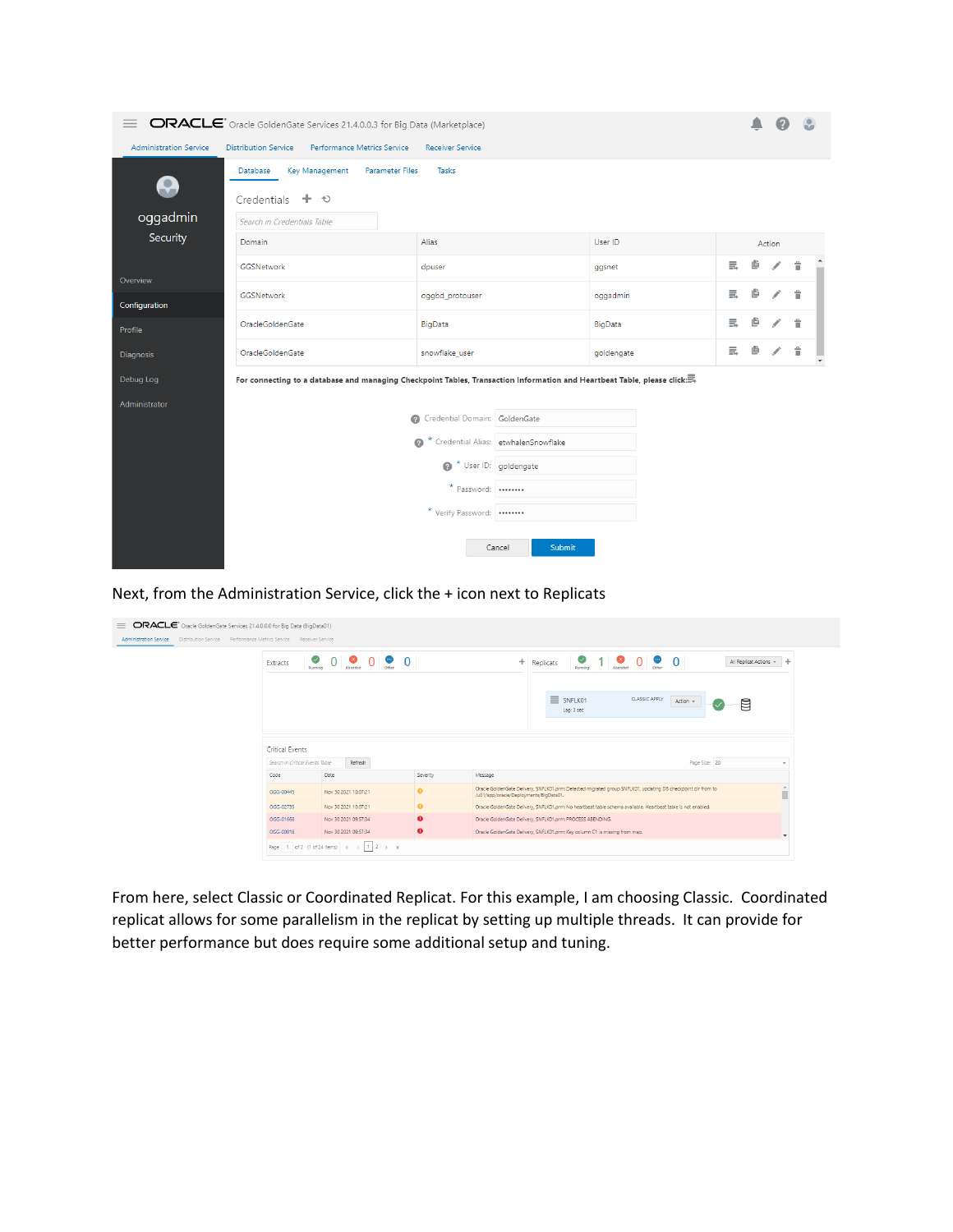Next, from the Administration Service, click the + icon next to Replicats

From here, select Classic or Coordinated Replicat. For this example, I am choosing Classic. Coordinated replicat allows for some parallelism in the replicat by setting up multiple threads. It can provide for better performance but does require some additional setup and tuning.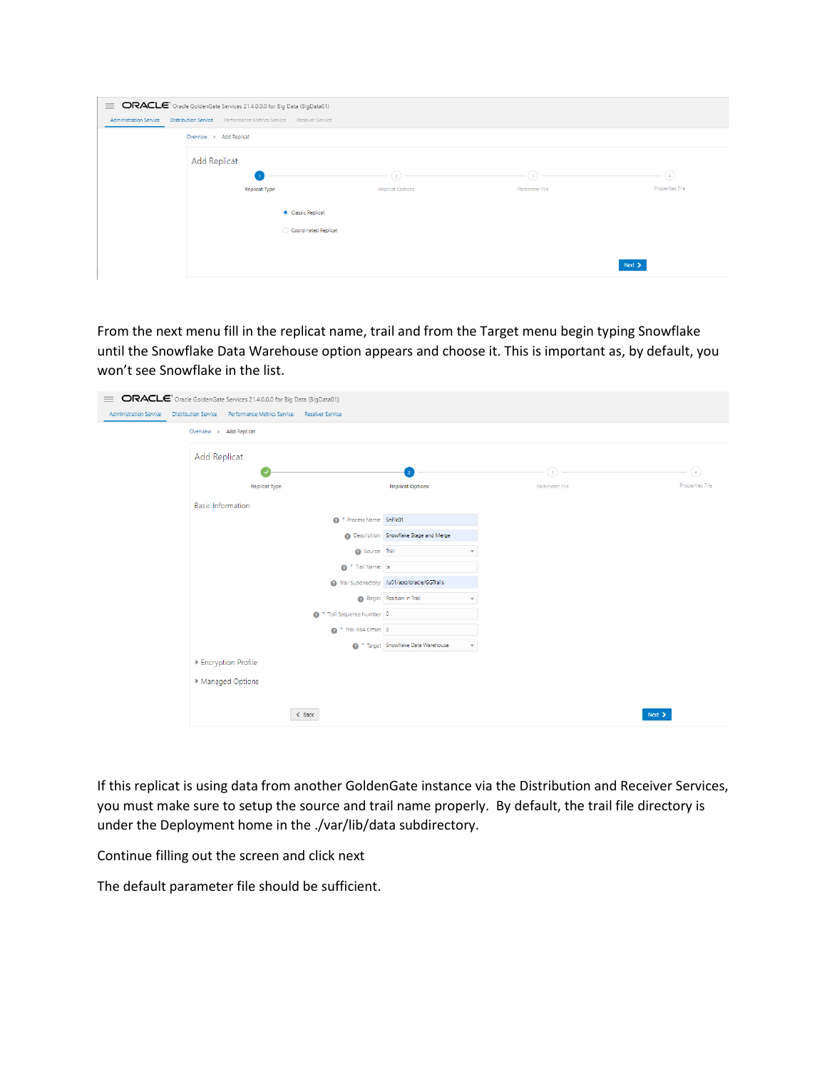From the next menu fill in the replicat name, trail and from the Target menu begin typing Snowflake until the Snowflake Data Warehouse option appears and choose it. This is important as, by default, you won't see Snowflake in the list.

If this replicat is using data from another GoldenGate instance via the Distribution and Receiver Services, you must make sure to setup the source and trail name properly. By default, the trail file directory is under the Deployment home in the ./var/lib/data subdirectory.

Continue filling out the screen and click next

The default parameter file should be sufficient.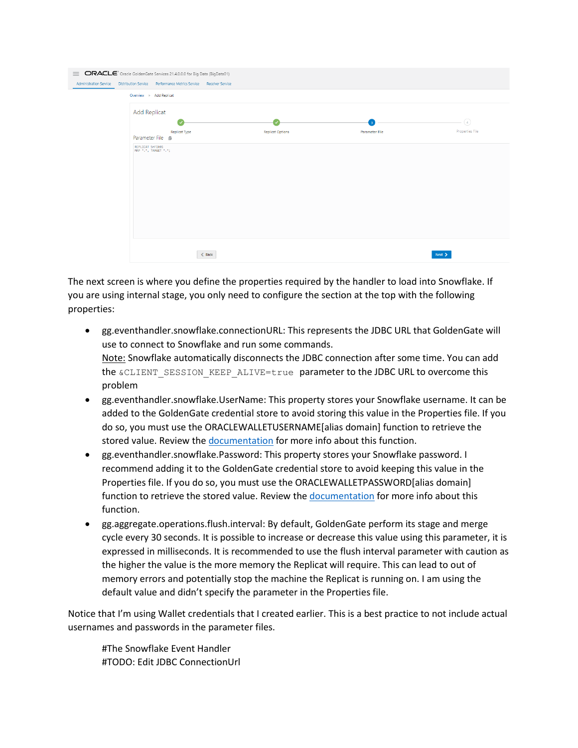The next screen is where you define the properties required by the handler to load into Snowflake. If you are using internal stage, you only need to configure the section at the top with the following properties:

- gg.eventhandler.snowflake.connectionURL: This represents the JDBC URL that GoldenGate will use to connect to Snowflake and run some commands.
  Note: Snowflake automatically disconnects the JDBC connection after some time. You can add the `&CLIENT_SESSION_KEEP_ALIVE=true` parameter to the JDBC URL to overcome this problem
- gg.eventhandler.snowflake.UserName: This property stores your Snowflake username. It can be added to the GoldenGate credential store to avoid storing this value in the Properties file. If you do so, you must use the ORACLEWALLETUSERNAME[alias domain] function to retrieve the stored value. Review the documentation for more info about this function.
- gg.eventhandler.snowflake.Password: This property stores your Snowflake password. I recommend adding it to the GoldenGate credential store to avoid keeping this value in the Properties file. If you do so, you must use the ORACLEWALLETPASSWORD[alias domain] function to retrieve the stored value. Review the documentation for more info about this function.
- gg.aggregate.operations.flush.interval: By default, GoldenGate perform its stage and merge cycle every 30 seconds. It is possible to increase or decrease this value using this parameter, it is expressed in milliseconds. It is recommended to use the flush interval parameter with caution as the higher the value is the more memory the Replicat will require. This can lead to out of memory errors and potentially stop the machine the Replicat is running on. I am using the default value and didn't specify the parameter in the Properties file.

Notice that I'm using Wallet credentials that I created earlier. This is a best practice to not include actual usernames and passwords in the parameter files.

```
#The Snowflake Event Handler
#TODO: Edit JDBC ConnectionUrl
```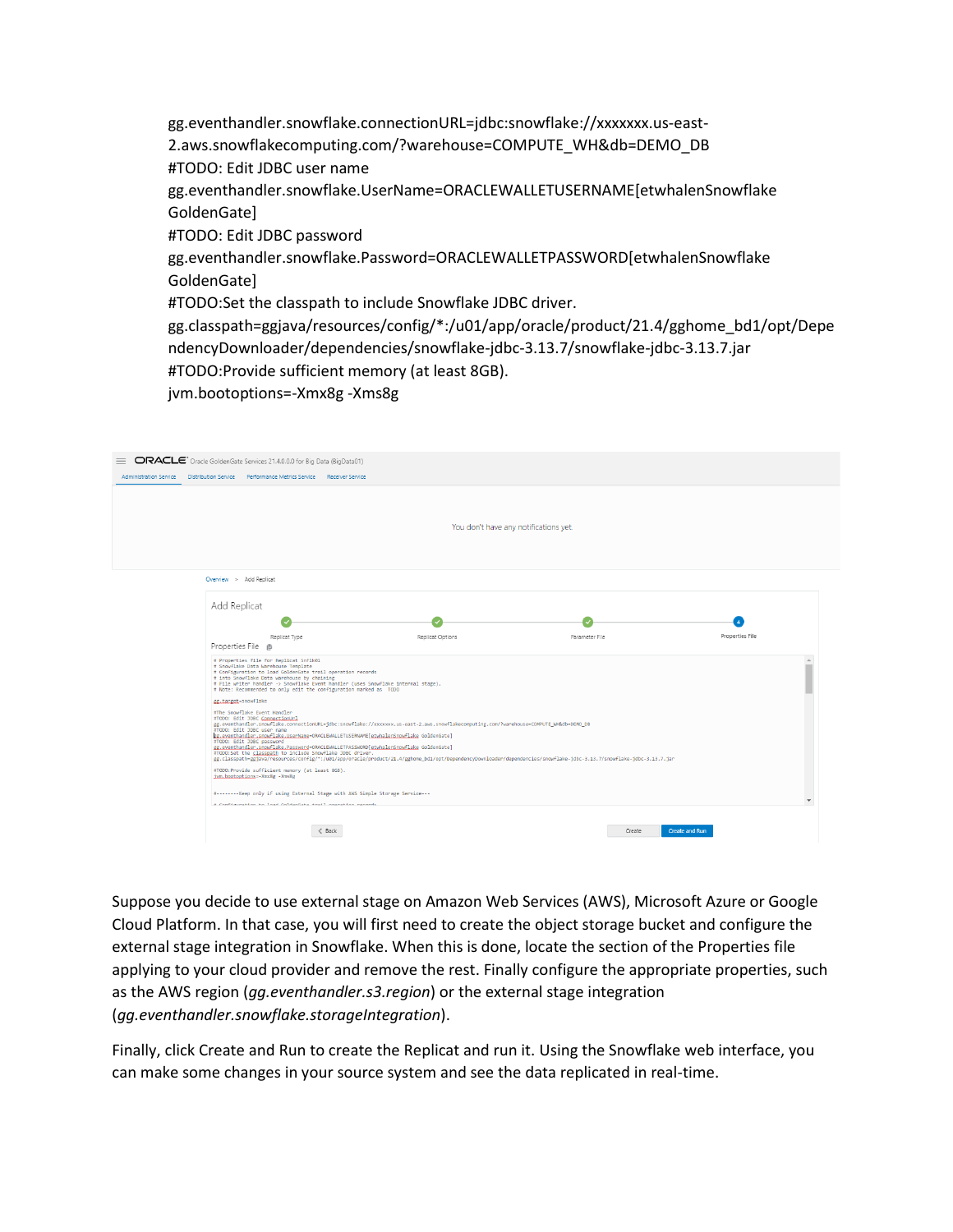```
gg.eventhandler.snowflake.connectionURL=jdbc:snowflake://xxxxxxx.us-east-2.aws.snowflakecomputing.com/?warehouse=COMPUTE_WH&db=DEMO_DB
#TODO: Edit JDBC user name
gg.eventhandler.snowflake.UserName=ORACLEWALLETUSERNAME[etwhalenSnowflake GoldenGate]
#TODO: Edit JDBC password
gg.eventhandler.snowflake.Password=ORACLEWALLETPASSWORD[etwhalenSnowflake GoldenGate]
#TODO:Set the classpath to include Snowflake JDBC driver.
gg.classpath=ggjava/resources/config/*:/u01/app/oracle/product/21.4/gghome_bd1/opt/DependencyDownloader/dependencies/snowflake-jdbc-3.13.7/snowflake-jdbc-3.13.7.jar
#TODO:Provide sufficient memory (at least 8GB).
jvm.bootoptions=-Xmx8g -Xms8g
```

Suppose you decide to use external stage on Amazon Web Services (AWS), Microsoft Azure or Google Cloud Platform. In that case, you will first need to create the object storage bucket and configure the external stage integration in Snowflake. When this is done, locate the section of the Properties file applying to your cloud provider and remove the rest. Finally configure the appropriate properties, such as the AWS region (*gg.eventhandler.s3.region*) or the external stage integration (*gg.eventhandler.snowflake.storageIntegration*).

Finally, click Create and Run to create the Replicat and run it. Using the Snowflake web interface, you can make some changes in your source system and see the data replicated in real-time.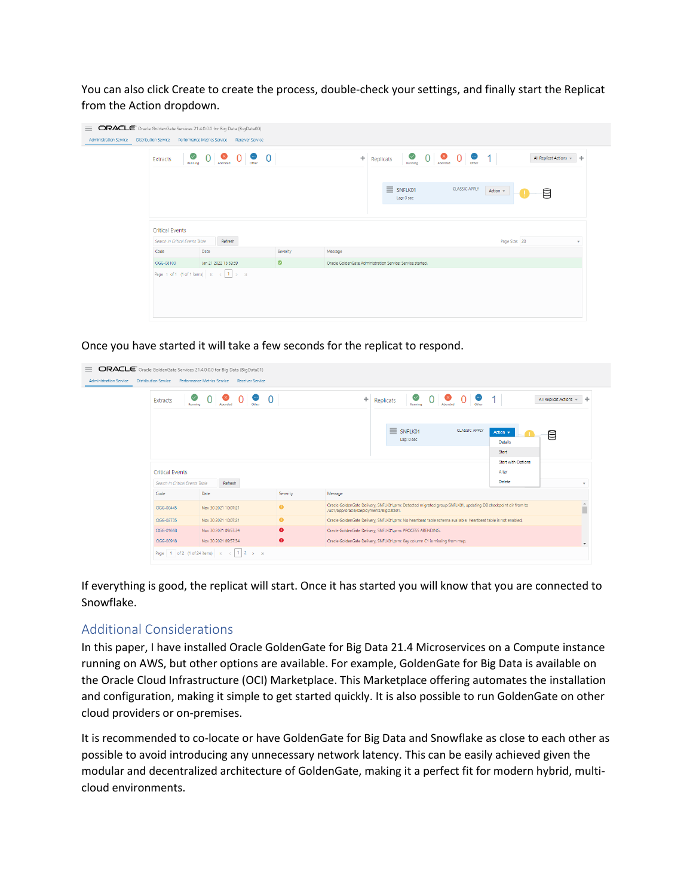You can also click Create to create the process, double-check your settings, and finally start the Replicat from the Action dropdown.

Once you have started it will take a few seconds for the replicat to respond.

If everything is good, the replicat will start. Once it has started you will know that you are connected to Snowflake.

## Additional Considerations

In this paper, I have installed Oracle GoldenGate for Big Data 21.4 Microservices on a Compute instance running on AWS, but other options are available. For example, GoldenGate for Big Data is available on the Oracle Cloud Infrastructure (OCI) Marketplace. This Marketplace offering automates the installation and configuration, making it simple to get started quickly. It is also possible to run GoldenGate on other cloud providers or on-premises.

It is recommended to co-locate or have GoldenGate for Big Data and Snowflake as close to each other as possible to avoid introducing any unnecessary network latency. This can be easily achieved given the modular and decentralized architecture of GoldenGate, making it a perfect fit for modern hybrid, multi-cloud environments.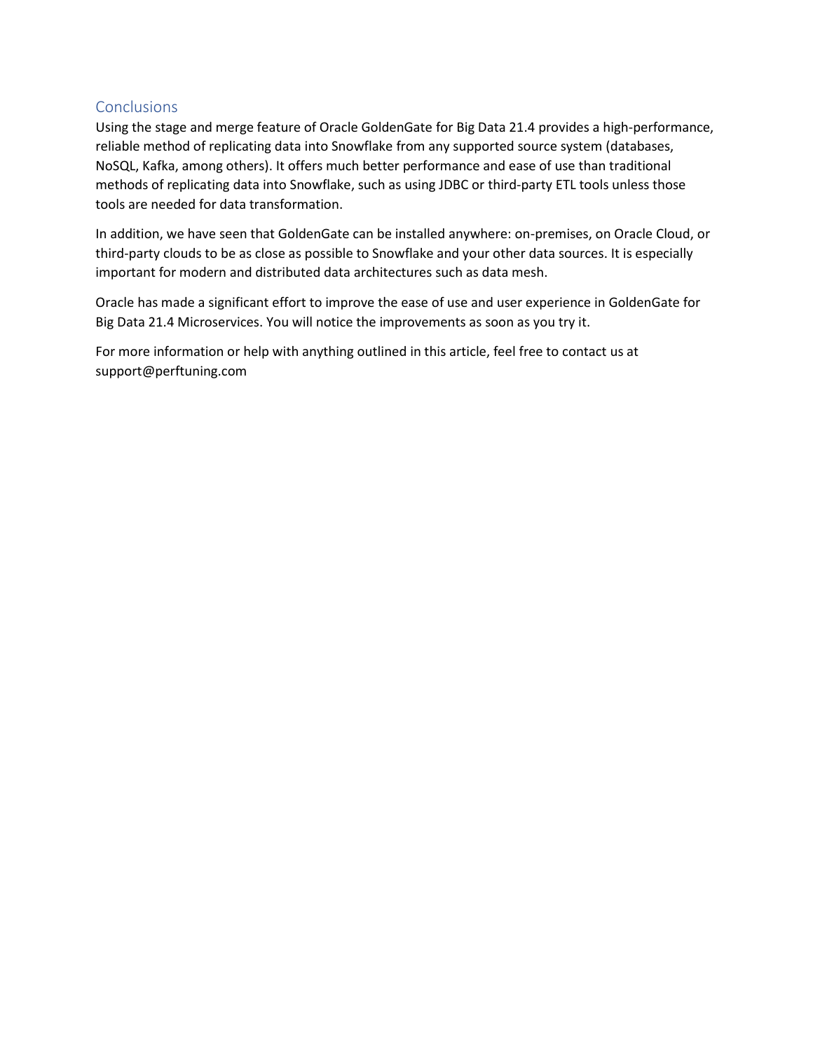## Conclusions

Using the stage and merge feature of Oracle GoldenGate for Big Data 21.4 provides a high-performance, reliable method of replicating data into Snowflake from any supported source system (databases, NoSQL, Kafka, among others). It offers much better performance and ease of use than traditional methods of replicating data into Snowflake, such as using JDBC or third-party ETL tools unless those tools are needed for data transformation.

In addition, we have seen that GoldenGate can be installed anywhere: on-premises, on Oracle Cloud, or third-party clouds to be as close as possible to Snowflake and your other data sources. It is especially important for modern and distributed data architectures such as data mesh.

Oracle has made a significant effort to improve the ease of use and user experience in GoldenGate for Big Data 21.4 Microservices. You will notice the improvements as soon as you try it.

For more information or help with anything outlined in this article, feel free to contact us at support@perftuning.com